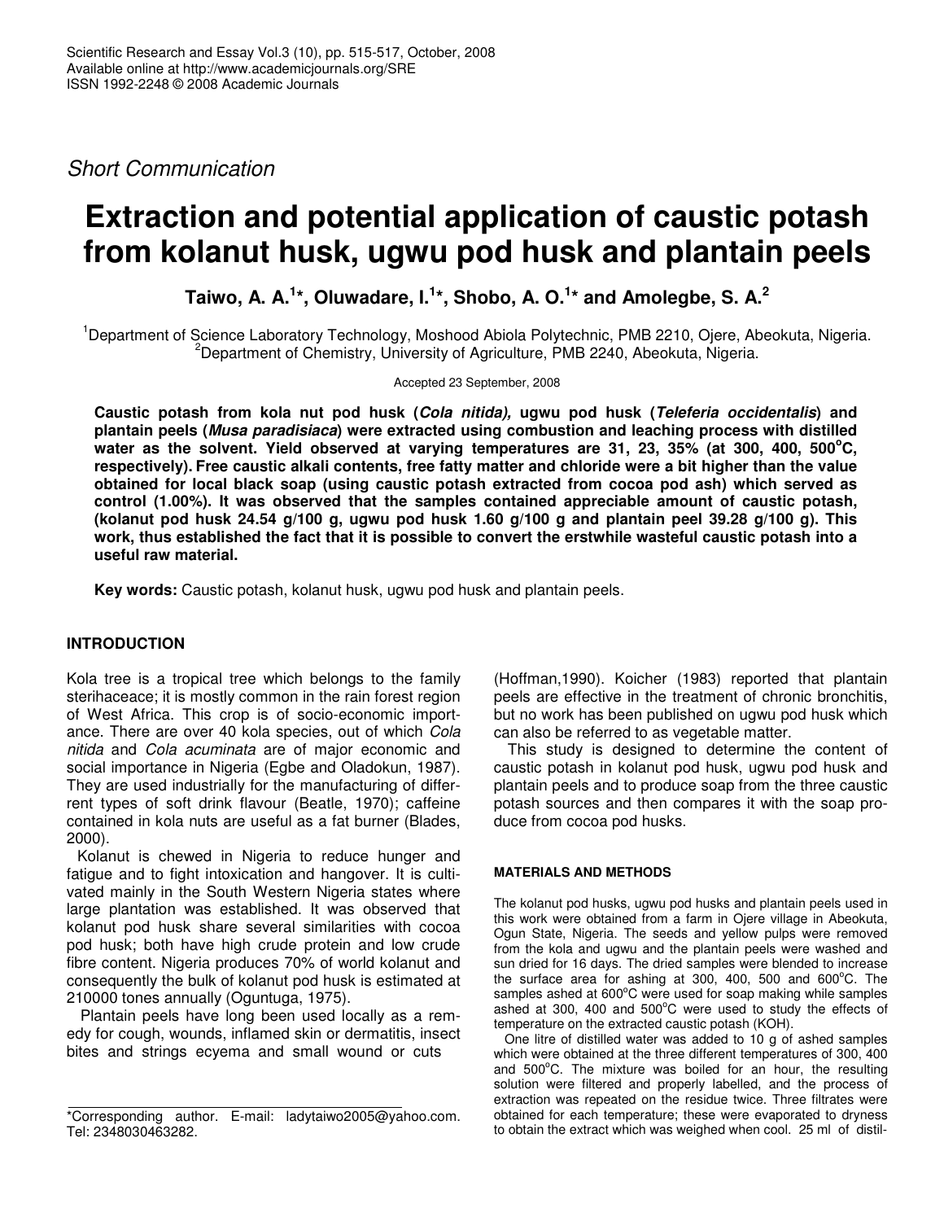*Short Communication*

# Extraction and potential application of caustic potash from kolanut husk, ugwu pod husk and plantain peels

**Taiwo, A. A.[1]\*, Oluwadare, I.[1]\*, Shobo, A. O.[1]\* and Amolegbe, S. A.[2]**

[1]Department of Science Laboratory Technology, Moshood Abiola Polytechnic, PMB 2210, Ojere, Abeokuta, Nigeria.
[2]Department of Chemistry, University of Agriculture, PMB 2240, Abeokuta, Nigeria.

Accepted 23 September, 2008

**Caustic potash from kola nut pod husk (*Cola nitida),* ugwu pod husk (*Teleferia occidentalis*) and plantain peels (*Musa paradisiaca*) were extracted using combustion and leaching process with distilled water as the solvent. Yield observed at varying temperatures are 31, 23, 35% (at 300, 400, 500°C, respectively). Free caustic alkali contents, free fatty matter and chloride were a bit higher than the value obtained for local black soap (using caustic potash extracted from cocoa pod ash) which served as control (1.00%). It was observed that the samples contained appreciable amount of caustic potash, (kolanut pod husk 24.54 g/100 g, ugwu pod husk 1.60 g/100 g and plantain peel 39.28 g/100 g). This work, thus established the fact that it is possible to convert the erstwhile wasteful caustic potash into a useful raw material.**

**Key words:** Caustic potash, kolanut husk, ugwu pod husk and plantain peels.

## INTRODUCTION

Kola tree is a tropical tree which belongs to the family sterihaceace; it is mostly common in the rain forest region of West Africa. This crop is of socio-economic importance. There are over 40 kola species, out of which *Cola nitida* and *Cola acuminata* are of major economic and social importance in Nigeria (Egbe and Oladokun, 1987). They are used industrially for the manufacturing of different types of soft drink flavour (Beatle, 1970); caffeine contained in kola nuts are useful as a fat burner (Blades, 2000).

Kolanut is chewed in Nigeria to reduce hunger and fatigue and to fight intoxication and hangover. It is cultivated mainly in the South Western Nigeria states where large plantation was established. It was observed that kolanut pod husk share several similarities with cocoa pod husk; both have high crude protein and low crude fibre content. Nigeria produces 70% of world kolanut and consequently the bulk of kolanut pod husk is estimated at 210000 tones annually (Oguntuga, 1975).

Plantain peels have long been used locally as a remedy for cough, wounds, inflamed skin or dermatitis, insect bites and strings ecyema and small wound or cuts (Hoffman,1990). Koicher (1983) reported that plantain peels are effective in the treatment of chronic bronchitis, but no work has been published on ugwu pod husk which can also be referred to as vegetable matter.

This study is designed to determine the content of caustic potash in kolanut pod husk, ugwu pod husk and plantain peels and to produce soap from the three caustic potash sources and then compares it with the soap produce from cocoa pod husks.

### MATERIALS AND METHODS

The kolanut pod husks, ugwu pod husks and plantain peels used in this work were obtained from a farm in Ojere village in Abeokuta, Ogun State, Nigeria. The seeds and yellow pulps were removed from the kola and ugwu and the plantain peels were washed and sun dried for 16 days. The dried samples were blended to increase the surface area for ashing at 300, 400, 500 and 600°C. The samples ashed at 600°C were used for soap making while samples ashed at 300, 400 and 500°C were used to study the effects of temperature on the extracted caustic potash (KOH).

One litre of distilled water was added to 10 g of ashed samples which were obtained at the three different temperatures of 300, 400 and 500°C. The mixture was boiled for an hour, the resulting solution were filtered and properly labelled, and the process of extraction was repeated on the residue twice. Three filtrates were obtained for each temperature; these were evaporated to dryness to obtain the extract which was weighed when cool. 25 ml of distil-

\*Corresponding author. E-mail: ladytaiwo2005@yahoo.com. Tel: 2348030463282.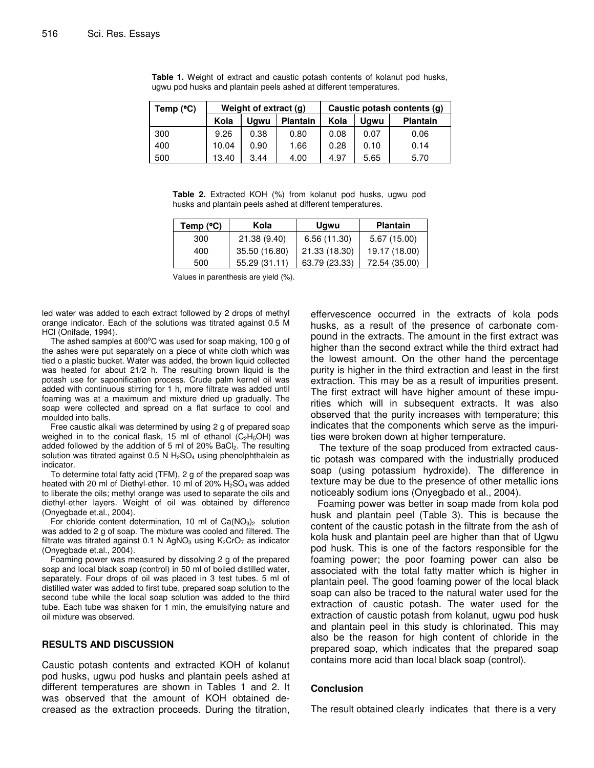**Table 1.** Weight of extract and caustic potash contents of kolanut pod husks, ugwu pod husks and plantain peels ashed at different temperatures.

| Temp (°C) | Weight of extract (g) | | | Caustic potash contents (g) | | |
|---|---|---|---|---|---|---|
| | Kola | Ugwu | Plantain | Kola | Ugwu | Plantain |
| 300 | 9.26 | 0.38 | 0.80 | 0.08 | 0.07 | 0.06 |
| 400 | 10.04 | 0.90 | 1.66 | 0.28 | 0.10 | 0.14 |
| 500 | 13.40 | 3.44 | 4.00 | 4.97 | 5.65 | 5.70 |

**Table 2.** Extracted KOH (%) from kolanut pod husks, ugwu pod husks and plantain peels ashed at different temperatures.

| Temp (°C) | Kola | Ugwu | Plantain |
|---|---|---|---|
| 300 | 21.38 (9.40) | 6.56 (11.30) | 5.67 (15.00) |
| 400 | 35.50 (16.80) | 21.33 (18.30) | 19.17 (18.00) |
| 500 | 55.29 (31.11) | 63.79 (23.33) | 72.54 (35.00) |

Values in parenthesis are yield (%).

led water was added to each extract followed by 2 drops of methyl orange indicator. Each of the solutions was titrated against 0.5 M HCl (Onifade, 1994).

The ashed samples at 600°C was used for soap making, 100 g of the ashes were put separately on a piece of white cloth which was tied o a plastic bucket. Water was added, the brown liquid collected was heated for about 21/2 h. The resulting brown liquid is the potash use for saponification process. Crude palm kernel oil was added with continuous stirring for 1 h, more filtrate was added until foaming was at a maximum and mixture dried up gradually. The soap were collected and spread on a flat surface to cool and moulded into balls.

Free caustic alkali was determined by using 2 g of prepared soap weighed in to the conical flask, 15 ml of ethanol ($C_2H_5OH$) was added followed by the addition of 5 ml of 20% $BaCl_2$. The resulting solution was titrated against 0.5 N $H_2SO_4$ using phenolphthalein as indicator.

To determine total fatty acid (TFM), 2 g of the prepared soap was heated with 20 ml of Diethyl-ether. 10 ml of 20% $H_2SO_4$ was added to liberate the oils; methyl orange was used to separate the oils and diethyl-ether layers. Weight of oil was obtained by difference (Onyegbade et.al., 2004).

For chloride content determination, 10 ml of $Ca(NO_3)_2$ solution was added to 2 g of soap. The mixture was cooled and filtered. The filtrate was titrated against 0.1 N $AgNO_3$ using $K_2CrO_7$ as indicator (Onyegbade et.al., 2004).

Foaming power was measured by dissolving 2 g of the prepared soap and local black soap (control) in 50 ml of boiled distilled water, separately. Four drops of oil was placed in 3 test tubes. 5 ml of distilled water was added to first tube, prepared soap solution to the second tube while the local soap solution was added to the third tube. Each tube was shaken for 1 min, the emulsifying nature and oil mixture was observed.

## RESULTS AND DISCUSSION

Caustic potash contents and extracted KOH of kolanut pod husks, ugwu pod husks and plantain peels ashed at different temperatures are shown in Tables 1 and 2. It was observed that the amount of KOH obtained decreased as the extraction proceeds. During the titration, effervescence occurred in the extracts of kola pods husks, as a result of the presence of carbonate compound in the extracts. The amount in the first extract was higher than the second extract while the third extract had the lowest amount. On the other hand the percentage purity is higher in the third extraction and least in the first extraction. This may be as a result of impurities present. The first extract will have higher amount of these impurities which will in subsequent extracts. It was also observed that the purity increases with temperature; this indicates that the components which serve as the impurities were broken down at higher temperature.

The texture of the soap produced from extracted caustic potash was compared with the industrially produced soap (using potassium hydroxide). The difference in texture may be due to the presence of other metallic ions noticeably sodium ions (Onyegbado et al., 2004).

Foaming power was better in soap made from kola pod husk and plantain peel (Table 3). This is because the content of the caustic potash in the filtrate from the ash of kola husk and plantain peel are higher than that of Ugwu pod husk. This is one of the factors responsible for the foaming power; the poor foaming power can also be associated with the total fatty matter which is higher in plantain peel. The good foaming power of the local black soap can also be traced to the natural water used for the extraction of caustic potash. The water used for the extraction of caustic potash from kolanut, ugwu pod husk and plantain peel in this study is chlorinated. This may also be the reason for high content of chloride in the prepared soap, which indicates that the prepared soap contains more acid than local black soap (control).

## Conclusion

The result obtained clearly indicates that there is a very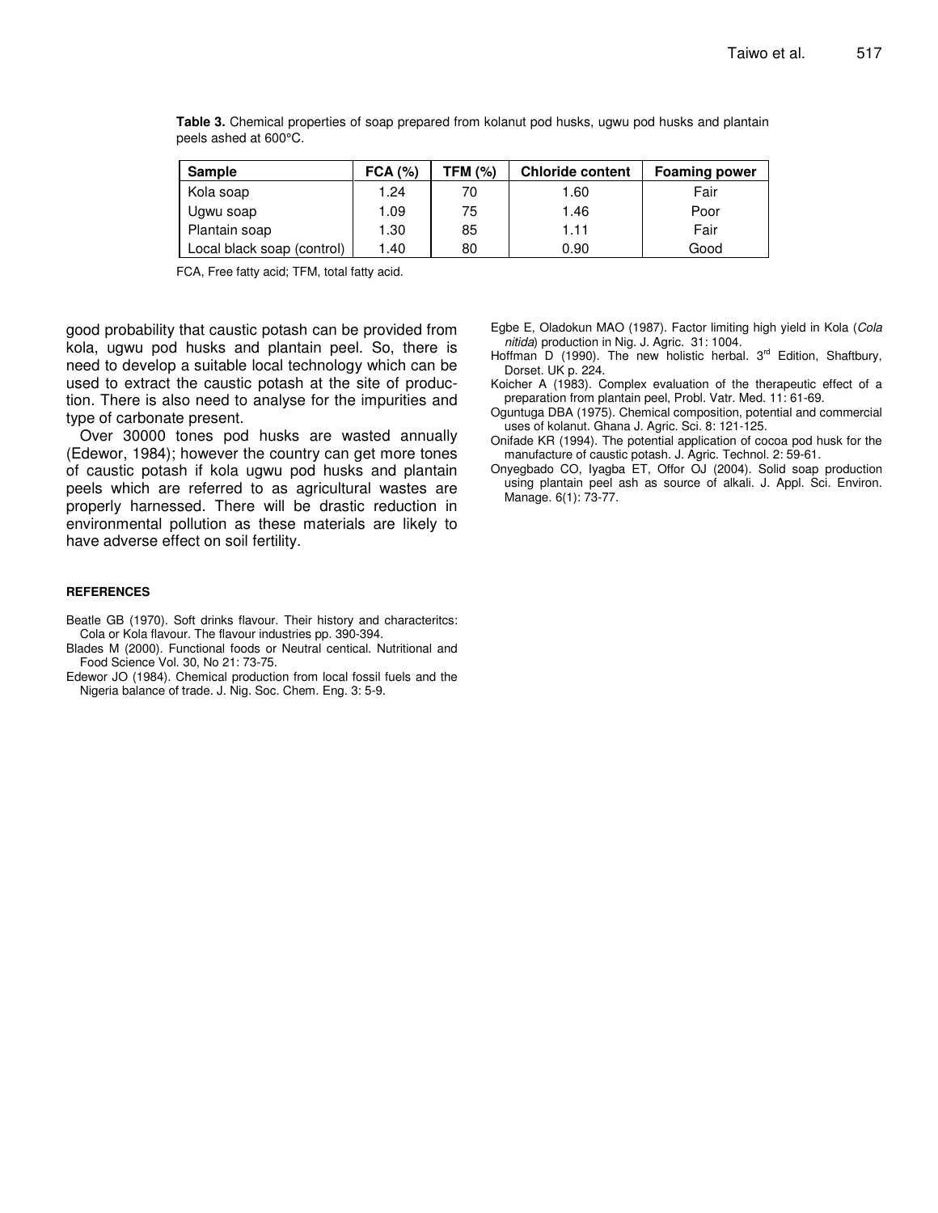**Table 3.** Chemical properties of soap prepared from kolanut pod husks, ugwu pod husks and plantain peels ashed at 600°C.

| Sample | FCA (%) | TFM (%) | Chloride content | Foaming power |
|---|---|---|---|---|
| Kola soap | 1.24 | 70 | 1.60 | Fair |
| Ugwu soap | 1.09 | 75 | 1.46 | Poor |
| Plantain soap | 1.30 | 85 | 1.11 | Fair |
| Local black soap (control) | 1.40 | 80 | 0.90 | Good |

FCA, Free fatty acid; TFM, total fatty acid.

good probability that caustic potash can be provided from kola, ugwu pod husks and plantain peel. So, there is need to develop a suitable local technology which can be used to extract the caustic potash at the site of production. There is also need to analyse for the impurities and type of carbonate present.

Over 30000 tones pod husks are wasted annually (Edewor, 1984); however the country can get more tones of caustic potash if kola ugwu pod husks and plantain peels which are referred to as agricultural wastes are properly harnessed. There will be drastic reduction in environmental pollution as these materials are likely to have adverse effect on soil fertility.

## REFERENCES

Beatle GB (1970). Soft drinks flavour. Their history and characteritcs: Cola or Kola flavour. The flavour industries pp. 390-394.

Blades M (2000). Functional foods or Neutral centical. Nutritional and Food Science Vol. 30, No 21: 73-75.

Edewor JO (1984). Chemical production from local fossil fuels and the Nigeria balance of trade. J. Nig. Soc. Chem. Eng. 3: 5-9.

Egbe E, Oladokun MAO (1987). Factor limiting high yield in Kola (*Cola nitida*) production in Nig. J. Agric. 31: 1004.

Hoffman D (1990). The new holistic herbal. 3rd Edition, Shaftbury, Dorset. UK p. 224.

Koicher A (1983). Complex evaluation of the therapeutic effect of a preparation from plantain peel, Probl. Vatr. Med. 11: 61-69.

Oguntuga DBA (1975). Chemical composition, potential and commercial uses of kolanut. Ghana J. Agric. Sci. 8: 121-125.

Onifade KR (1994). The potential application of cocoa pod husk for the manufacture of caustic potash. J. Agric. Technol. 2: 59-61.

Onyegbado CO, Iyagba ET, Offor OJ (2004). Solid soap production using plantain peel ash as source of alkali. J. Appl. Sci. Environ. Manage. 6(1): 73-77.